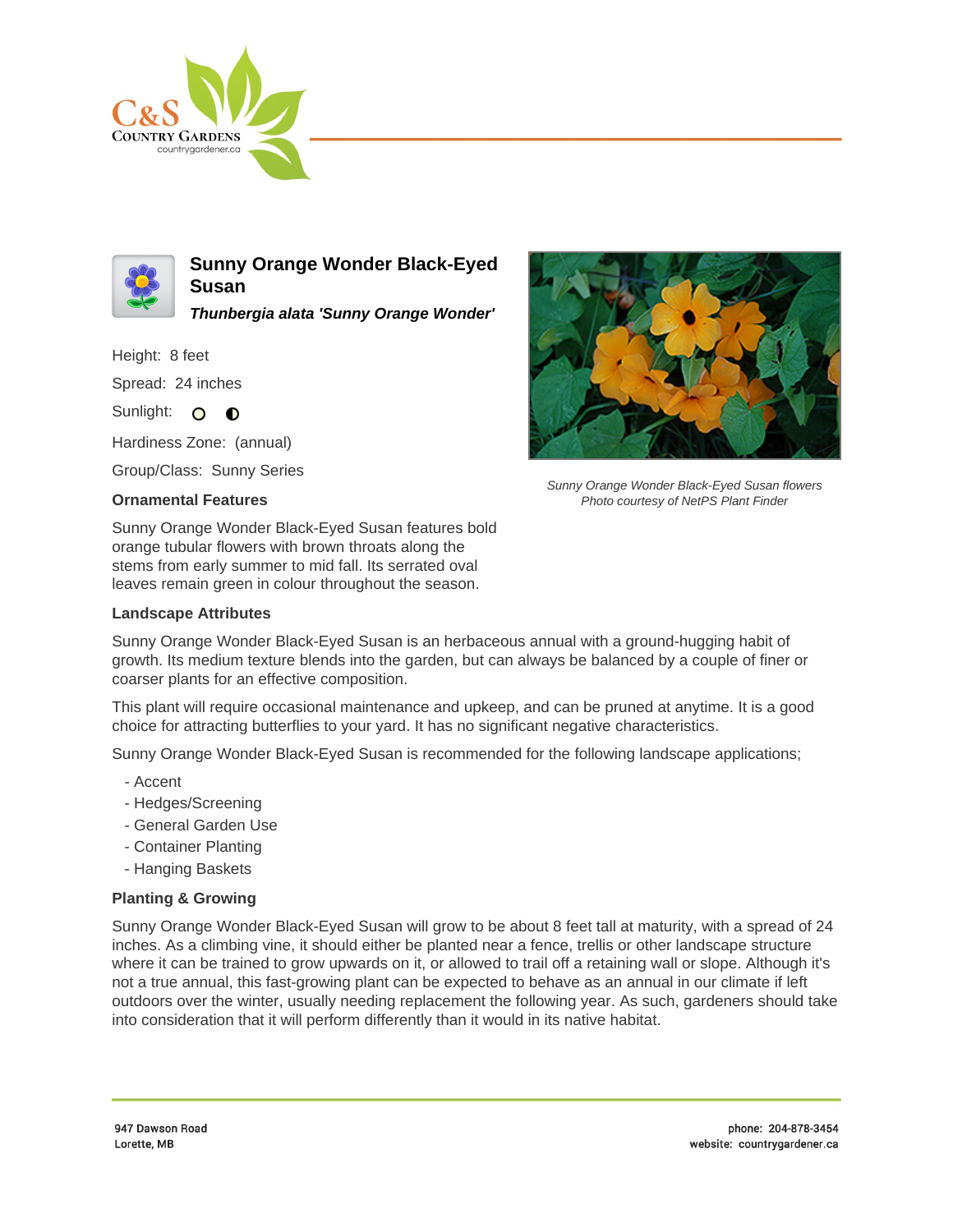# Sunny Orange Wonder Black-Eyed Susan

***Thunbergia alata 'Sunny Orange Wonder'***

Height: 8 feet

Spread: 24 inches

Sunlight: ○ ◐

Hardiness Zone: (annual)

Group/Class: Sunny Series

*Sunny Orange Wonder Black-Eyed Susan flowers*
*Photo courtesy of NetPS Plant Finder*

### Ornamental Features

Sunny Orange Wonder Black-Eyed Susan features bold orange tubular flowers with brown throats along the stems from early summer to mid fall. Its serrated oval leaves remain green in colour throughout the season.

### Landscape Attributes

Sunny Orange Wonder Black-Eyed Susan is an herbaceous annual with a ground-hugging habit of growth. Its medium texture blends into the garden, but can always be balanced by a couple of finer or coarser plants for an effective composition.

This plant will require occasional maintenance and upkeep, and can be pruned at anytime. It is a good choice for attracting butterflies to your yard. It has no significant negative characteristics.

Sunny Orange Wonder Black-Eyed Susan is recommended for the following landscape applications;

- Accent
- Hedges/Screening
- General Garden Use
- Container Planting
- Hanging Baskets

### Planting & Growing

Sunny Orange Wonder Black-Eyed Susan will grow to be about 8 feet tall at maturity, with a spread of 24 inches. As a climbing vine, it should either be planted near a fence, trellis or other landscape structure where it can be trained to grow upwards on it, or allowed to trail off a retaining wall or slope. Although it's not a true annual, this fast-growing plant can be expected to behave as an annual in our climate if left outdoors over the winter, usually needing replacement the following year. As such, gardeners should take into consideration that it will perform differently than it would in its native habitat.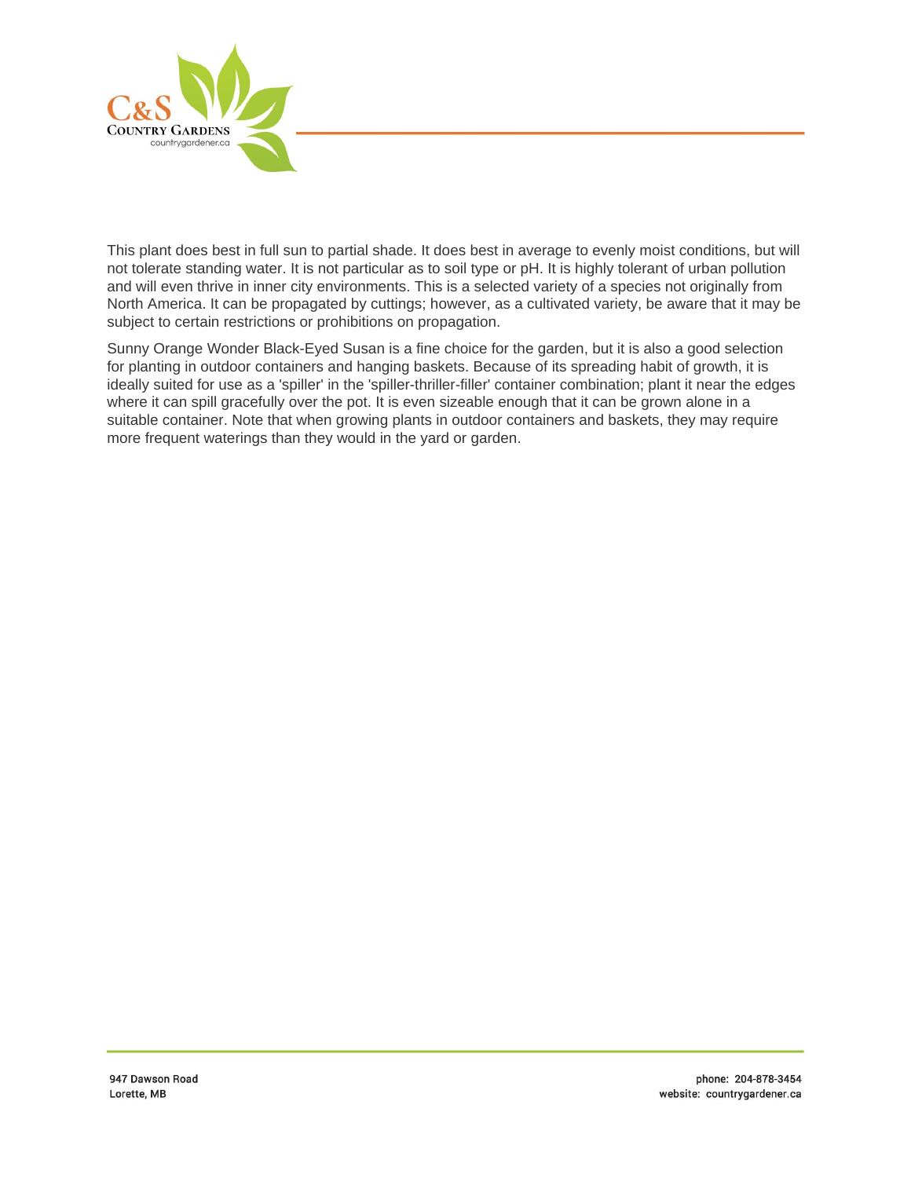This plant does best in full sun to partial shade. It does best in average to evenly moist conditions, but will not tolerate standing water. It is not particular as to soil type or pH. It is highly tolerant of urban pollution and will even thrive in inner city environments. This is a selected variety of a species not originally from North America. It can be propagated by cuttings; however, as a cultivated variety, be aware that it may be subject to certain restrictions or prohibitions on propagation.

Sunny Orange Wonder Black-Eyed Susan is a fine choice for the garden, but it is also a good selection for planting in outdoor containers and hanging baskets. Because of its spreading habit of growth, it is ideally suited for use as a 'spiller' in the 'spiller-thriller-filler' container combination; plant it near the edges where it can spill gracefully over the pot. It is even sizeable enough that it can be grown alone in a suitable container. Note that when growing plants in outdoor containers and baskets, they may require more frequent waterings than they would in the yard or garden.